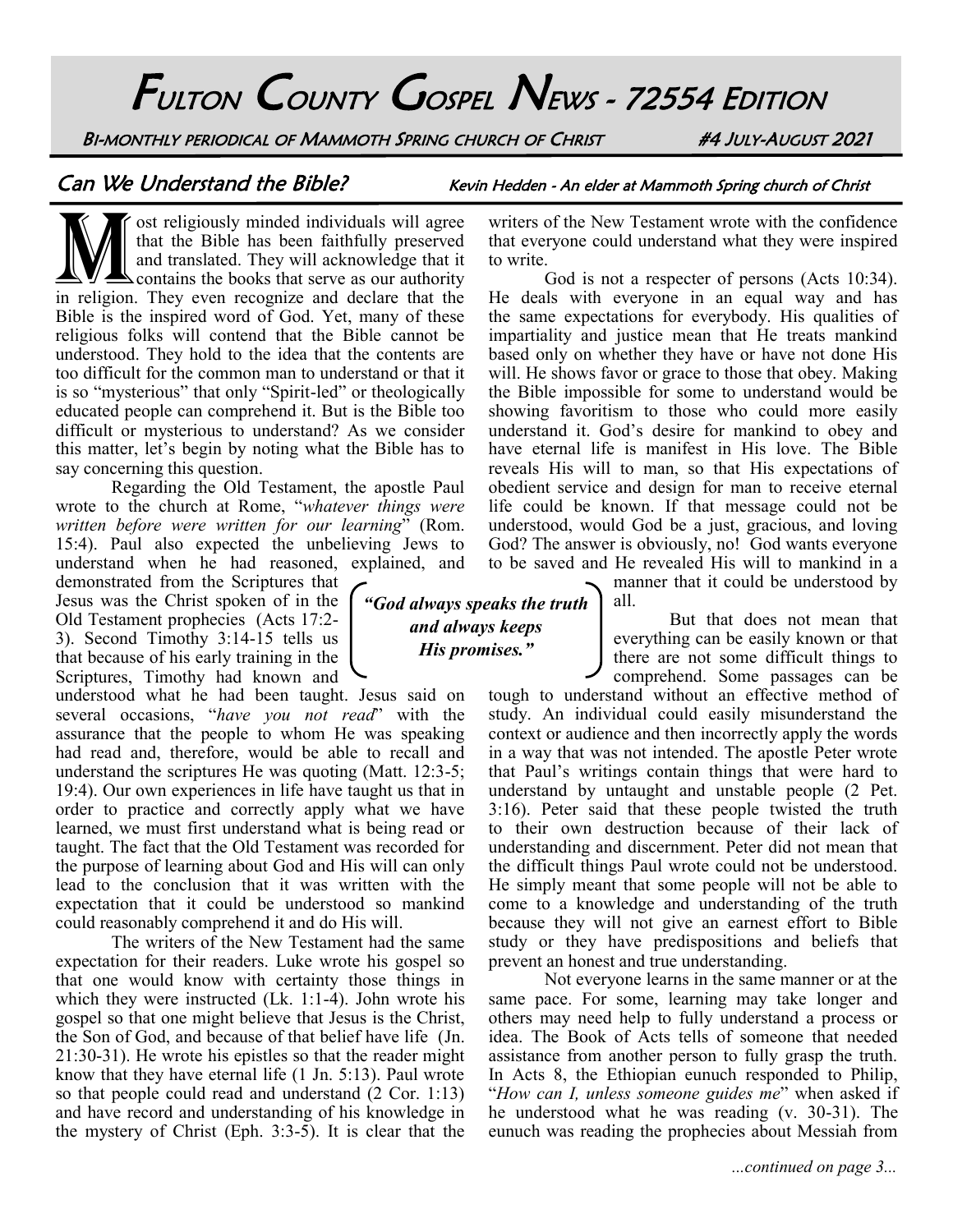# Fulton County Gospel News - 72554 Edition

Bi-monthly periodical of Mammoth Spring church of Christ #4 July-August 2021

## Can We Understand the Bible?

*Kevin Hedden - An elder at Mammoth Spring church of Christ*

Most religiously minded individuals will agree that the Bible has been faithfully preserved and translated. They will acknowledge that it contains the books that serve as our authority in religion. They even recognize and declare that the Bible is the inspired word of God. Yet, many of these religious folks will contend that the Bible cannot be understood. They hold to the idea that the contents are too difficult for the common man to understand or that it is so "mysterious" that only "Spirit-led" or theologically educated people can comprehend it. But is the Bible too difficult or mysterious to understand? As we consider this matter, let's begin by noting what the Bible has to say concerning this question.

Regarding the Old Testament, the apostle Paul wrote to the church at Rome, "*whatever things were written before were written for our learning*" (Rom. 15:4). Paul also expected the unbelieving Jews to understand when he had reasoned, explained, and demonstrated from the Scriptures that Jesus was the Christ spoken of in the Old Testament prophecies (Acts 17:2-3). Second Timothy 3:14-15 tells us that because of his early training in the Scriptures, Timothy had known and understood what he had been taught. Jesus said on several occasions, "*have you not read*" with the assurance that the people to whom He was speaking had read and, therefore, would be able to recall and understand the scriptures He was quoting (Matt. 12:3-5; 19:4). Our own experiences in life have taught us that in order to practice and correctly apply what we have learned, we must first understand what is being read or taught. The fact that the Old Testament was recorded for the purpose of learning about God and His will can only lead to the conclusion that it was written with the expectation that it could be understood so mankind could reasonably comprehend it and do His will.

The writers of the New Testament had the same expectation for their readers. Luke wrote his gospel so that one would know with certainty those things in which they were instructed (Lk. 1:1-4). John wrote his gospel so that one might believe that Jesus is the Christ, the Son of God, and because of that belief have life (Jn. 21:30-31). He wrote his epistles so that the reader might know that they have eternal life (1 Jn. 5:13). Paul wrote so that people could read and understand (2 Cor. 1:13) and have record and understanding of his knowledge in the mystery of Christ (Eph. 3:3-5). It is clear that the writers of the New Testament wrote with the confidence that everyone could understand what they were inspired to write.

God is not a respecter of persons (Acts 10:34). He deals with everyone in an equal way and has the same expectations for everybody. His qualities of impartiality and justice mean that He treats mankind based only on whether they have or have not done His will. He shows favor or grace to those that obey. Making the Bible impossible for some to understand would be showing favoritism to those who could more easily understand it. God's desire for mankind to obey and have eternal life is manifest in His love. The Bible reveals His will to man, so that His expectations of obedient service and design for man to receive eternal life could be known. If that message could not be understood, would God be a just, gracious, and loving God? The answer is obviously, no! God wants everyone to be saved and He revealed His will to mankind in a manner that it could be understood by all.

> ***"God always speaks the truth and always keeps His promises."***

But that does not mean that everything can be easily known or that there are not some difficult things to comprehend. Some passages can be tough to understand without an effective method of study. An individual could easily misunderstand the context or audience and then incorrectly apply the words in a way that was not intended. The apostle Peter wrote that Paul's writings contain things that were hard to understand by untaught and unstable people (2 Pet. 3:16). Peter said that these people twisted the truth to their own destruction because of their lack of understanding and discernment. Peter did not mean that the difficult things Paul wrote could not be understood. He simply meant that some people will not be able to come to a knowledge and understanding of the truth because they will not give an earnest effort to Bible study or they have predispositions and beliefs that prevent an honest and true understanding.

Not everyone learns in the same manner or at the same pace. For some, learning may take longer and others may need help to fully understand a process or idea. The Book of Acts tells of someone that needed assistance from another person to fully grasp the truth. In Acts 8, the Ethiopian eunuch responded to Philip, "*How can I, unless someone guides me*" when asked if he understood what he was reading (v. 30-31). The eunuch was reading the prophecies about Messiah from

*...continued on page 3...*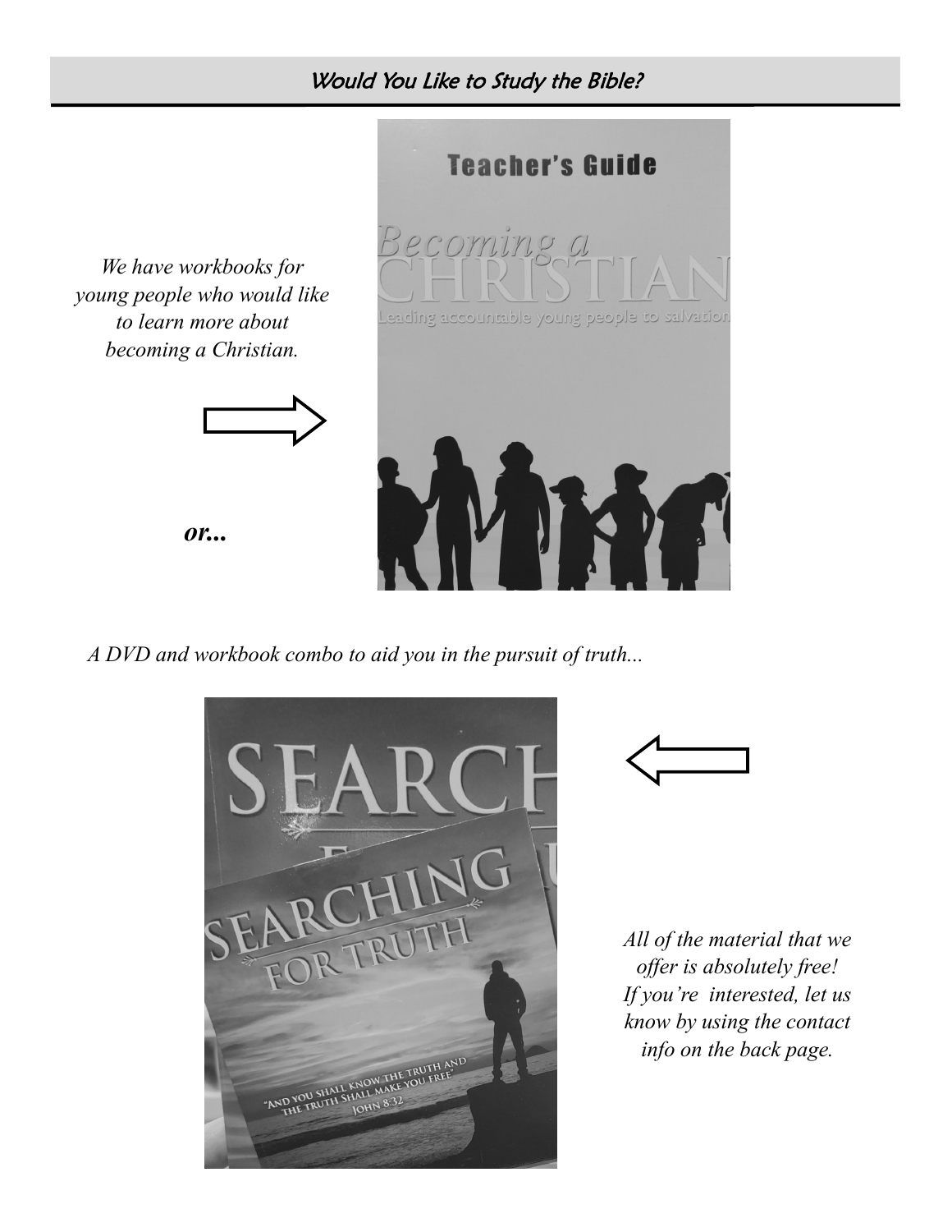## *Would You Like to Study the Bible?*

*We have workbooks for young people who would like to learn more about becoming a Christian.*

***or...***

*A DVD and workbook combo to aid you in the pursuit of truth...*

*All of the material that we offer is absolutely free! If you're interested, let us know by using the contact info on the back page.*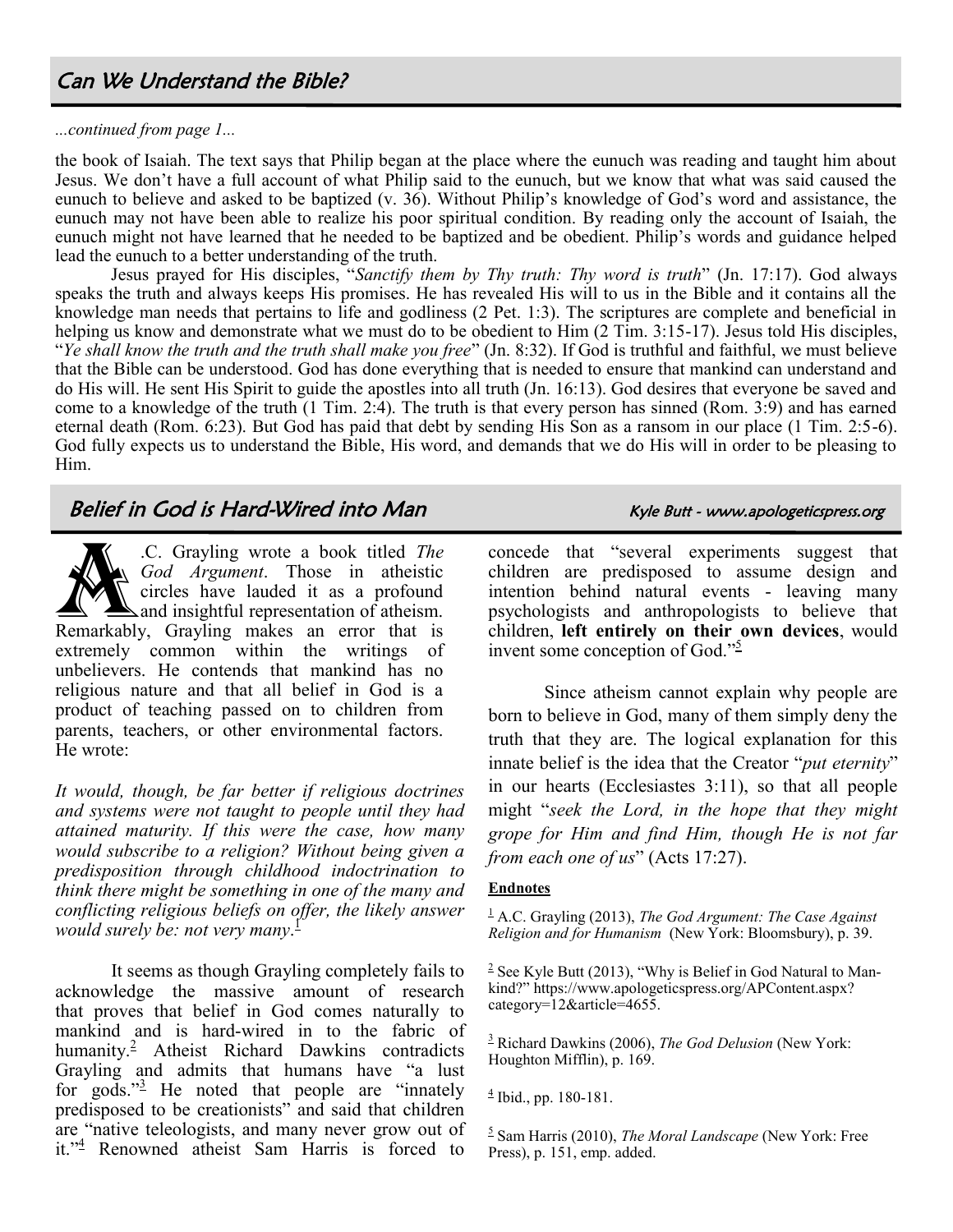## Can We Understand the Bible?

*...continued from page 1...*

the book of Isaiah. The text says that Philip began at the place where the eunuch was reading and taught him about Jesus. We don't have a full account of what Philip said to the eunuch, but we know that what was said caused the eunuch to believe and asked to be baptized (v. 36). Without Philip's knowledge of God's word and assistance, the eunuch may not have been able to realize his poor spiritual condition. By reading only the account of Isaiah, the eunuch might not have learned that he needed to be baptized and be obedient. Philip's words and guidance helped lead the eunuch to a better understanding of the truth.

Jesus prayed for His disciples, "*Sanctify them by Thy truth: Thy word is truth*" (Jn. 17:17). God always speaks the truth and always keeps His promises. He has revealed His will to us in the Bible and it contains all the knowledge man needs that pertains to life and godliness (2 Pet. 1:3). The scriptures are complete and beneficial in helping us know and demonstrate what we must do to be obedient to Him (2 Tim. 3:15-17). Jesus told His disciples, "*Ye shall know the truth and the truth shall make you free*" (Jn. 8:32). If God is truthful and faithful, we must believe that the Bible can be understood. God has done everything that is needed to ensure that mankind can understand and do His will. He sent His Spirit to guide the apostles into all truth (Jn. 16:13). God desires that everyone be saved and come to a knowledge of the truth (1 Tim. 2:4). The truth is that every person has sinned (Rom. 3:9) and has earned eternal death (Rom. 6:23). But God has paid that debt by sending His Son as a ransom in our place (1 Tim. 2:5-6). God fully expects us to understand the Bible, His word, and demands that we do His will in order to be pleasing to Him.

## Belief in God is Hard-Wired into Man

*Kyle Butt - www.apologeticspress.org*

A.C. Grayling wrote a book titled *The God Argument*. Those in atheistic circles have lauded it as a profound and insightful representation of atheism. Remarkably, Grayling makes an error that is extremely common within the writings of unbelievers. He contends that mankind has no religious nature and that all belief in God is a product of teaching passed on to children from parents, teachers, or other environmental factors. He wrote:

*It would, though, be far better if religious doctrines and systems were not taught to people until they had attained maturity. If this were the case, how many would subscribe to a religion? Without being given a predisposition through childhood indoctrination to think there might be something in one of the many and conflicting religious beliefs on offer, the likely answer would surely be: not very many.*[1]

It seems as though Grayling completely fails to acknowledge the massive amount of research that proves that belief in God comes naturally to mankind and is hard-wired in to the fabric of humanity.[2] Atheist Richard Dawkins contradicts Grayling and admits that humans have "a lust for gods."[3] He noted that people are "innately predisposed to be creationists" and said that children are "native teleologists, and many never grow out of it."[4] Renowned atheist Sam Harris is forced to concede that "several experiments suggest that children are predisposed to assume design and intention behind natural events - leaving many psychologists and anthropologists to believe that children, **left entirely on their own devices**, would invent some conception of God."[5]

Since atheism cannot explain why people are born to believe in God, many of them simply deny the truth that they are. The logical explanation for this innate belief is the idea that the Creator "*put eternity*" in our hearts (Ecclesiastes 3:11), so that all people might "*seek the Lord, in the hope that they might grope for Him and find Him, though He is not far from each one of us*" (Acts 17:27).

**Endnotes**

[1] A.C. Grayling (2013), *The God Argument: The Case Against Religion and for Humanism* (New York: Bloomsbury), p. 39.

[2] See Kyle Butt (2013), "Why is Belief in God Natural to Mankind?" https://www.apologeticspress.org/APContent.aspx?category=12&article=4655.

[3] Richard Dawkins (2006), *The God Delusion* (New York: Houghton Mifflin), p. 169.

[4] Ibid., pp. 180-181.

[5] Sam Harris (2010), *The Moral Landscape* (New York: Free Press), p. 151, emp. added.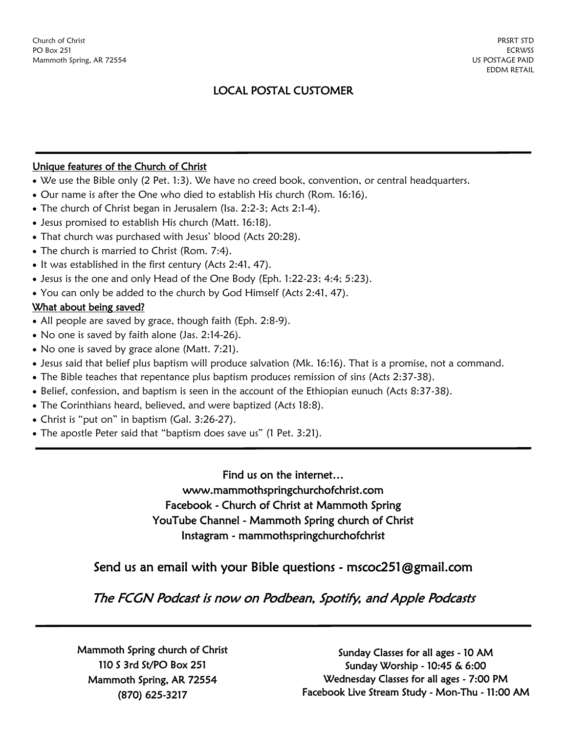Church of Christ
PO Box 251
Mammoth Spring, AR 72554

PRSRT STD
ECRWSS
US POSTAGE PAID
EDDM RETAIL

LOCAL POSTAL CUSTOMER

---

**Unique features of the Church of Christ**

- We use the Bible only (2 Pet. 1:3). We have no creed book, convention, or central headquarters.
- Our name is after the One who died to establish His church (Rom. 16:16).
- The church of Christ began in Jerusalem (Isa. 2:2-3; Acts 2:1-4).
- Jesus promised to establish His church (Matt. 16:18).
- That church was purchased with Jesus' blood (Acts 20:28).
- The church is married to Christ (Rom. 7:4).
- It was established in the first century (Acts 2:41, 47).
- Jesus is the one and only Head of the One Body (Eph. 1:22-23; 4:4; 5:23).
- You can only be added to the church by God Himself (Acts 2:41, 47).

**What about being saved?**

- All people are saved by grace, though faith (Eph. 2:8-9).
- No one is saved by faith alone (Jas. 2:14-26).
- No one is saved by grace alone (Matt. 7:21).
- Jesus said that belief plus baptism will produce salvation (Mk. 16:16). That is a promise, not a command.
- The Bible teaches that repentance plus baptism produces remission of sins (Acts 2:37-38).
- Belief, confession, and baptism is seen in the account of the Ethiopian eunuch (Acts 8:37-38).
- The Corinthians heard, believed, and were baptized (Acts 18:8).
- Christ is "put on" in baptism (Gal. 3:26-27).
- The apostle Peter said that "baptism does save us" (1 Pet. 3:21).

---

Find us on the internet…
www.mammothspringchurchofchrist.com
Facebook - Church of Christ at Mammoth Spring
YouTube Channel - Mammoth Spring church of Christ
Instagram - mammothspringchurchofchrist

Send us an email with your Bible questions - mscoc251@gmail.com

*The FCGN Podcast is now on Podbean, Spotify, and Apple Podcasts*

---

Mammoth Spring church of Christ
110 S 3rd St/PO Box 251
Mammoth Spring, AR 72554
(870) 625-3217

Sunday Classes for all ages - 10 AM
Sunday Worship - 10:45 & 6:00
Wednesday Classes for all ages - 7:00 PM
Facebook Live Stream Study - Mon-Thu - 11:00 AM